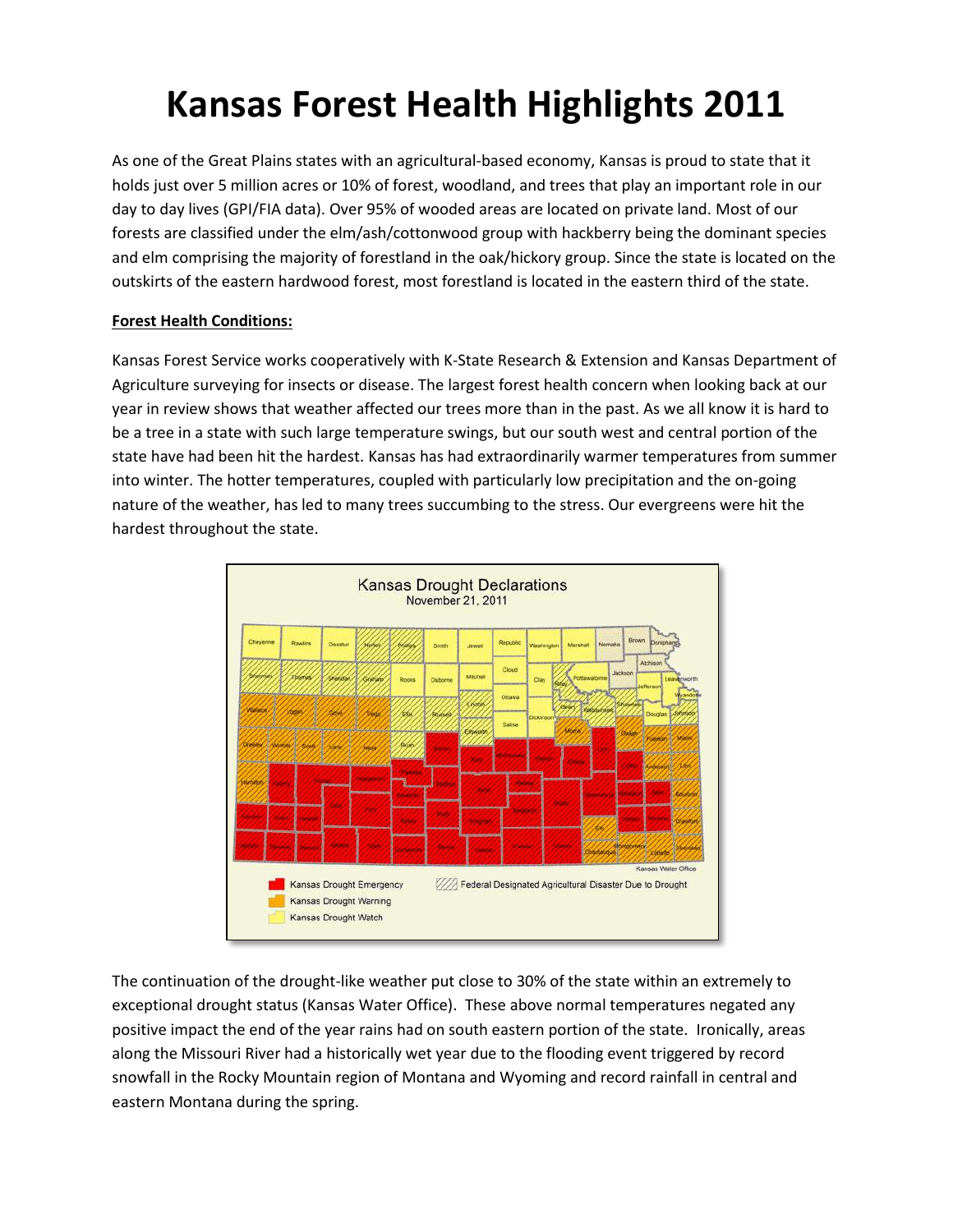# Kansas Forest Health Highlights 2011

As one of the Great Plains states with an agricultural-based economy, Kansas is proud to state that it holds just over 5 million acres or 10% of forest, woodland, and trees that play an important role in our day to day lives (GPI/FIA data). Over 95% of wooded areas are located on private land. Most of our forests are classified under the elm/ash/cottonwood group with hackberry being the dominant species and elm comprising the majority of forestland in the oak/hickory group. Since the state is located on the outskirts of the eastern hardwood forest, most forestland is located in the eastern third of the state.

**Forest Health Conditions:**

Kansas Forest Service works cooperatively with K-State Research & Extension and Kansas Department of Agriculture surveying for insects or disease. The largest forest health concern when looking back at our year in review shows that weather affected our trees more than in the past. As we all know it is hard to be a tree in a state with such large temperature swings, but our south west and central portion of the state have had been hit the hardest. Kansas has had extraordinarily warmer temperatures from summer into winter. The hotter temperatures, coupled with particularly low precipitation and the on-going nature of the weather, has led to many trees succumbing to the stress. Our evergreens were hit the hardest throughout the state.

The continuation of the drought-like weather put close to 30% of the state within an extremely to exceptional drought status (Kansas Water Office). These above normal temperatures negated any positive impact the end of the year rains had on south eastern portion of the state. Ironically, areas along the Missouri River had a historically wet year due to the flooding event triggered by record snowfall in the Rocky Mountain region of Montana and Wyoming and record rainfall in central and eastern Montana during the spring.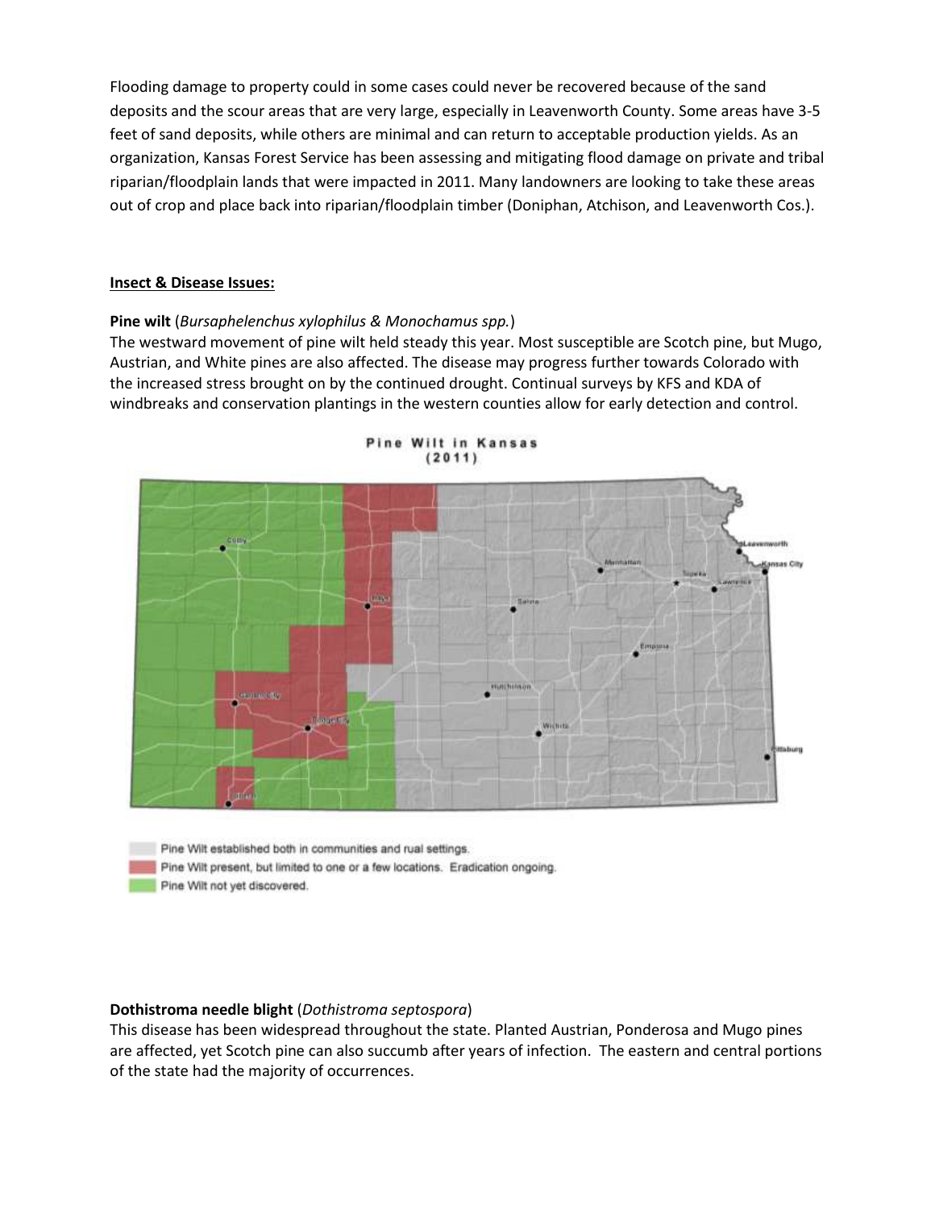Flooding damage to property could in some cases could never be recovered because of the sand deposits and the scour areas that are very large, especially in Leavenworth County. Some areas have 3-5 feet of sand deposits, while others are minimal and can return to acceptable production yields. As an organization, Kansas Forest Service has been assessing and mitigating flood damage on private and tribal riparian/floodplain lands that were impacted in 2011. Many landowners are looking to take these areas out of crop and place back into riparian/floodplain timber (Doniphan, Atchison, and Leavenworth Cos.).

**Insect & Disease Issues:**

**Pine wilt** (*Bursaphelenchus xylophilus & Monochamus spp.*)
The westward movement of pine wilt held steady this year. Most susceptible are Scotch pine, but Mugo, Austrian, and White pines are also affected. The disease may progress further towards Colorado with the increased stress brought on by the continued drought. Continual surveys by KFS and KDA of windbreaks and conservation plantings in the western counties allow for early detection and control.

Pine Wilt in Kansas (2011)

Pine Wilt established both in communities and rual settings.
Pine Wilt present, but limited to one or a few locations. Eradication ongoing.
Pine Wilt not yet discovered.

**Dothistroma needle blight** (*Dothistroma septospora*)
This disease has been widespread throughout the state. Planted Austrian, Ponderosa and Mugo pines are affected, yet Scotch pine can also succumb after years of infection. The eastern and central portions of the state had the majority of occurrences.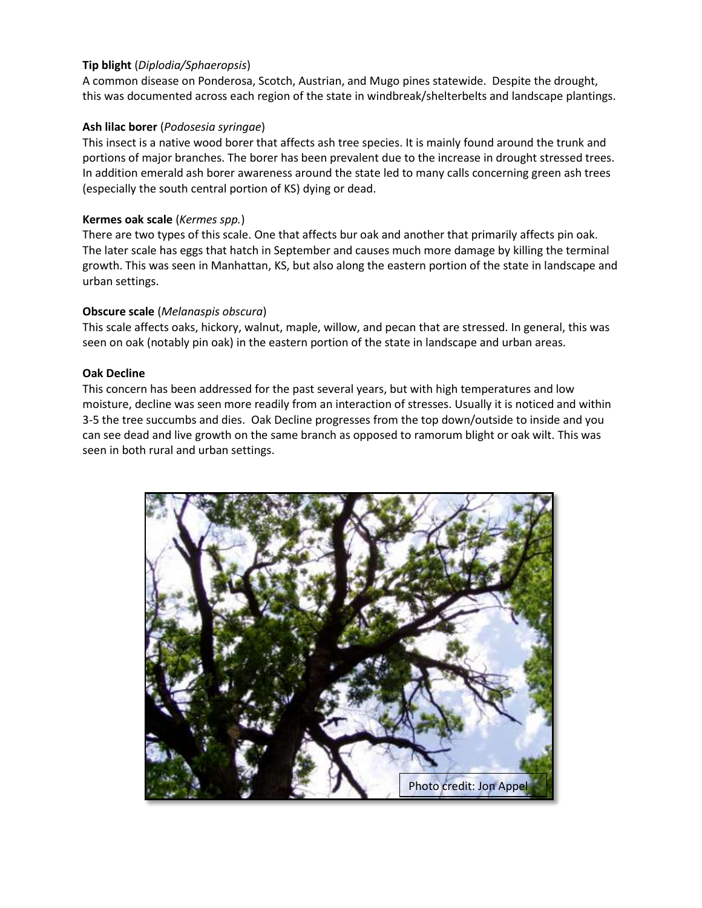**Tip blight** (*Diplodia/Sphaeropsis*)

A common disease on Ponderosa, Scotch, Austrian, and Mugo pines statewide. Despite the drought, this was documented across each region of the state in windbreak/shelterbelts and landscape plantings.

**Ash lilac borer** (*Podosesia syringae*)

This insect is a native wood borer that affects ash tree species. It is mainly found around the trunk and portions of major branches. The borer has been prevalent due to the increase in drought stressed trees. In addition emerald ash borer awareness around the state led to many calls concerning green ash trees (especially the south central portion of KS) dying or dead.

**Kermes oak scale** (*Kermes spp.*)

There are two types of this scale. One that affects bur oak and another that primarily affects pin oak. The later scale has eggs that hatch in September and causes much more damage by killing the terminal growth. This was seen in Manhattan, KS, but also along the eastern portion of the state in landscape and urban settings.

**Obscure scale** (*Melanaspis obscura*)

This scale affects oaks, hickory, walnut, maple, willow, and pecan that are stressed. In general, this was seen on oak (notably pin oak) in the eastern portion of the state in landscape and urban areas.

**Oak Decline**

This concern has been addressed for the past several years, but with high temperatures and low moisture, decline was seen more readily from an interaction of stresses. Usually it is noticed and within 3-5 the tree succumbs and dies. Oak Decline progresses from the top down/outside to inside and you can see dead and live growth on the same branch as opposed to ramorum blight or oak wilt. This was seen in both rural and urban settings.

Photo credit: Jon Appel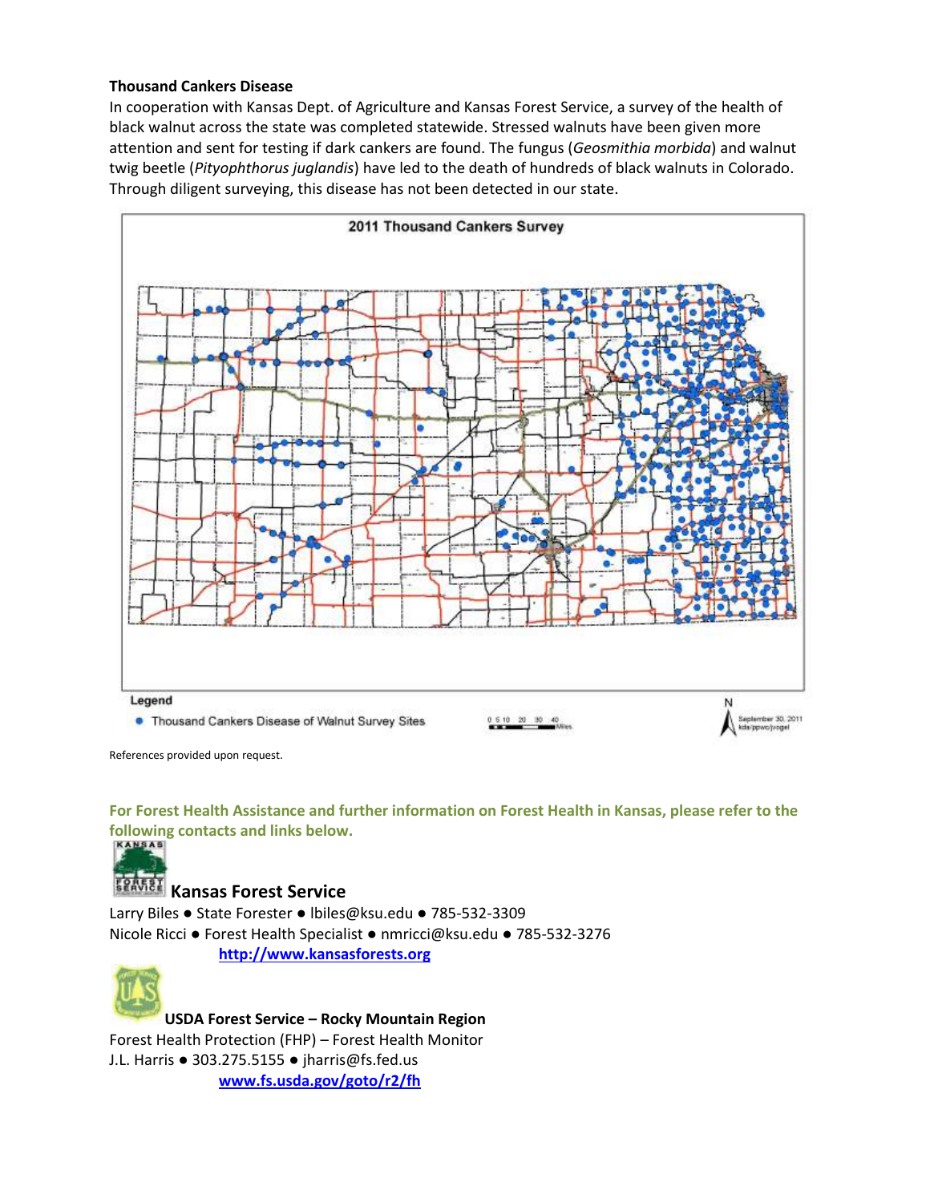**Thousand Cankers Disease**

In cooperation with Kansas Dept. of Agriculture and Kansas Forest Service, a survey of the health of black walnut across the state was completed statewide. Stressed walnuts have been given more attention and sent for testing if dark cankers are found. The fungus (*Geosmithia morbida*) and walnut twig beetle (*Pityophthorus juglandis*) have led to the death of hundreds of black walnuts in Colorado. Through diligent surveying, this disease has not been detected in our state.

2011 Thousand Cankers Survey

Legend

Thousand Cankers Disease of Walnut Survey Sites

0 5 10 20 30 40 Miles

N

September 30, 2011
kda/ppwo/jvogel

References provided upon request.

**For Forest Health Assistance and further information on Forest Health in Kansas, please refer to the following contacts and links below.**

**Kansas Forest Service**

Larry Biles ● State Forester ● lbiles@ksu.edu ● 785-532-3309
Nicole Ricci ● Forest Health Specialist ● nmricci@ksu.edu ● 785-532-3276
http://www.kansasforests.org

**USDA Forest Service – Rocky Mountain Region**

Forest Health Protection (FHP) – Forest Health Monitor
J.L. Harris ● 303.275.5155 ● jharris@fs.fed.us
www.fs.usda.gov/goto/r2/fh